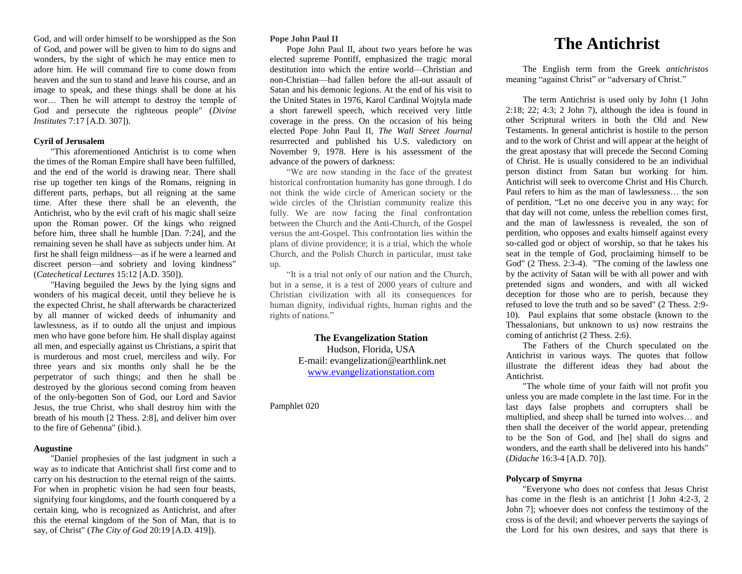God, and will order himself to be worshipped as the Son of God, and power will be given to him to do signs and wonders, by the sight of which he may entice men to adore him. He will command fire to come down from heaven and the sun to stand and leave his course, and an image to speak, and these things shall be done at his wor… Then he will attempt to destroy the temple of God and persecute the righteous people" (*Divine Institutes* 7:17 [A.D. 307]).

**Cyril of Jerusalem**

"This aforementioned Antichrist is to come when the times of the Roman Empire shall have been fulfilled, and the end of the world is drawing near. There shall rise up together ten kings of the Romans, reigning in different parts, perhaps, but all reigning at the same time. After these there shall be an eleventh, the Antichrist, who by the evil craft of his magic shall seize upon the Roman power. Of the kings who reigned before him, three shall he humble [Dan. 7:24], and the remaining seven he shall have as subjects under him. At first he shall feign mildness—as if he were a learned and discreet person—and sobriety and loving kindness" (*Catechetical Lectures* 15:12 [A.D. 350]).

"Having beguiled the Jews by the lying signs and wonders of his magical deceit, until they believe he is the expected Christ, he shall afterwards be characterized by all manner of wicked deeds of inhumanity and lawlessness, as if to outdo all the unjust and impious men who have gone before him. He shall display against all men, and especially against us Christians, a spirit that is murderous and most cruel, merciless and wily. For three years and six months only shall he be the perpetrator of such things; and then he shall be destroyed by the glorious second coming from heaven of the only-begotten Son of God, our Lord and Savior Jesus, the true Christ, who shall destroy him with the breath of his mouth [2 Thess. 2:8], and deliver him over to the fire of Gehenna" (ibid.).

**Augustine**

"Daniel prophesies of the last judgment in such a way as to indicate that Antichrist shall first come and to carry on his destruction to the eternal reign of the saints. For when in prophetic vision he had seen four beasts, signifying four kingdoms, and the fourth conquered by a certain king, who is recognized as Antichrist, and after this the eternal kingdom of the Son of Man, that is to say, of Christ" (*The City of God* 20:19 [A.D. 419]).

**Pope John Paul II**

Pope John Paul II, about two years before he was elected supreme Pontiff, emphasized the tragic moral destitution into which the entire world—Christian and non-Christian—had fallen before the all-out assault of Satan and his demonic legions. At the end of his visit to the United States in 1976, Karol Cardinal Wojtyla made a short farewell speech, which received very little coverage in the press. On the occasion of his being elected Pope John Paul II, *The Wall Street Journal* resurrected and published his U.S. valedictory on November 9, 1978. Here is his assessment of the advance of the powers of darkness:

"We are now standing in the face of the greatest historical confrontation humanity has gone through. I do not think the wide circle of American society or the wide circles of the Christian community realize this fully. We are now facing the final confrontation between the Church and the Anti-Church, of the Gospel versus the ant-Gospel. This confrontation lies within the plans of divine providence; it is a trial, which the whole Church, and the Polish Church in particular, must take up.

"It is a trial not only of our nation and the Church, but in a sense, it is a test of 2000 years of culture and Christian civilization with all its consequences for human dignity, individual rights, human rights and the rights of nations."

**The Evangelization Station**
Hudson, Florida, USA
E-mail: evangelization@earthlink.net
www.evangelizationstation.com

Pamphlet 020

# The Antichrist

The English term from the Greek *antichristos* meaning "against Christ" or "adversary of Christ."

The term Antichrist is used only by John (1 John 2:18; 22; 4:3; 2 John 7), although the idea is found in other Scriptural writers in both the Old and New Testaments. In general antichrist is hostile to the person and to the work of Christ and will appear at the height of the great apostasy that will precede the Second Coming of Christ. He is usually considered to be an individual person distinct from Satan but working for him. Antichrist will seek to overcome Christ and His Church. Paul refers to him as the man of lawlessness… the son of perdition, "Let no one deceive you in any way; for that day will not come, unless the rebellion comes first, and the man of lawlessness is revealed, the son of perdition, who opposes and exalts himself against every so-called god or object of worship, so that he takes his seat in the temple of God, proclaiming himself to be God" (2 Thess. 2:3-4). "The coming of the lawless one by the activity of Satan will be with all power and with pretended signs and wonders, and with all wicked deception for those who are to perish, because they refused to love the truth and so be saved" (2 Thess. 2:9-10). Paul explains that some obstacle (known to the Thessalonians, but unknown to us) now restrains the coming of antichrist (2 Thess. 2:6).

The Fathers of the Church speculated on the Antichrist in various ways. The quotes that follow illustrate the different ideas they had about the Antichrist.

"The whole time of your faith will not profit you unless you are made complete in the last time. For in the last days false prophets and corrupters shall be multiplied, and sheep shall be turned into wolves… and then shall the deceiver of the world appear, pretending to be the Son of God, and [he] shall do signs and wonders, and the earth shall be delivered into his hands" (*Didache* 16:3-4 [A.D. 70]).

**Polycarp of Smyrna**

"Everyone who does not confess that Jesus Christ has come in the flesh is an antichrist [1 John 4:2-3, 2 John 7]; whoever does not confess the testimony of the cross is of the devil; and whoever perverts the sayings of the Lord for his own desires, and says that there is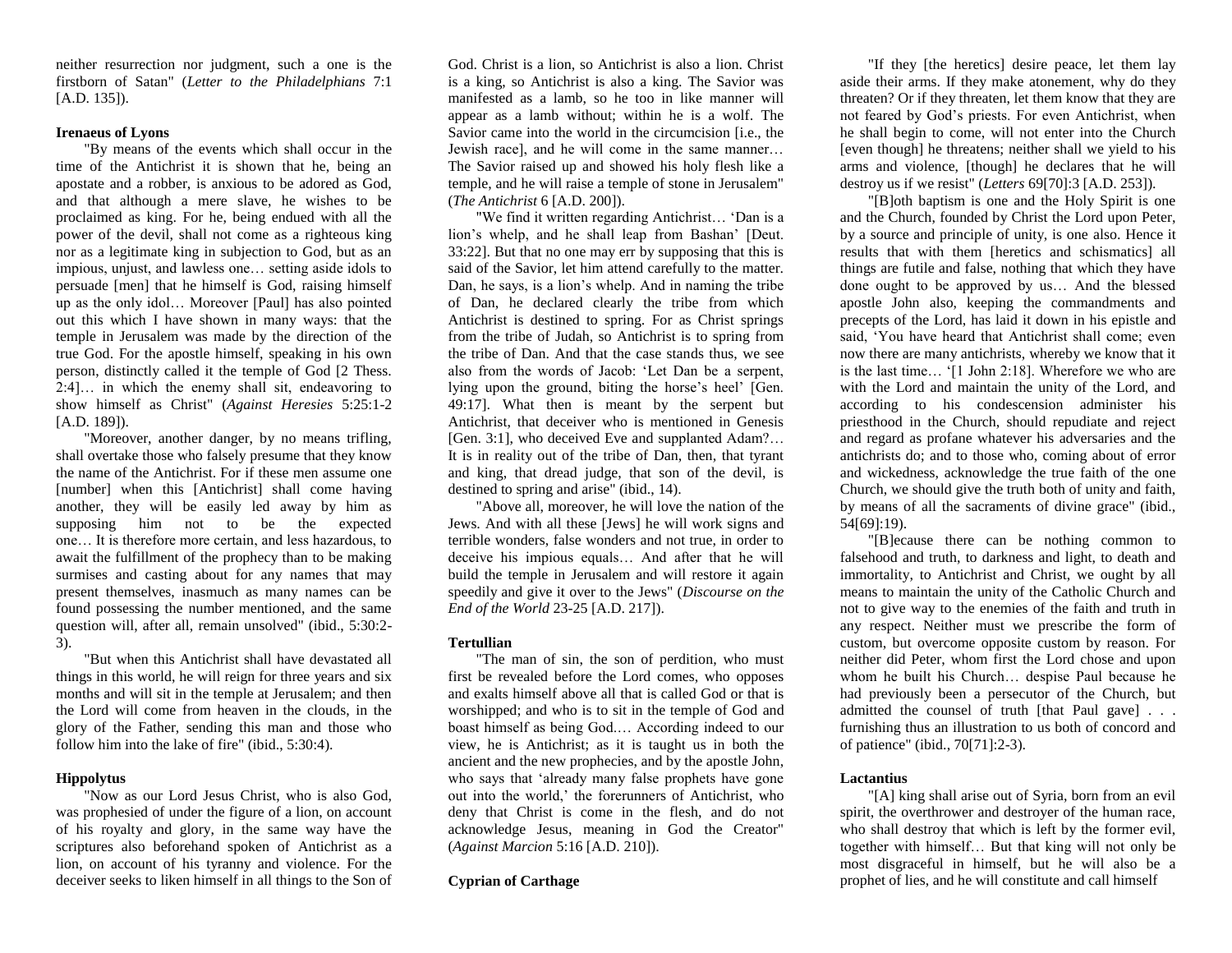neither resurrection nor judgment, such a one is the firstborn of Satan" (*Letter to the Philadelphians* 7:1 [A.D. 135]).

**Irenaeus of Lyons**

"By means of the events which shall occur in the time of the Antichrist it is shown that he, being an apostate and a robber, is anxious to be adored as God, and that although a mere slave, he wishes to be proclaimed as king. For he, being endued with all the power of the devil, shall not come as a righteous king nor as a legitimate king in subjection to God, but as an impious, unjust, and lawless one… setting aside idols to persuade [men] that he himself is God, raising himself up as the only idol… Moreover [Paul] has also pointed out this which I have shown in many ways: that the temple in Jerusalem was made by the direction of the true God. For the apostle himself, speaking in his own person, distinctly called it the temple of God [2 Thess. 2:4]… in which the enemy shall sit, endeavoring to show himself as Christ" (*Against Heresies* 5:25:1-2 [A.D. 189]).

"Moreover, another danger, by no means trifling, shall overtake those who falsely presume that they know the name of the Antichrist. For if these men assume one [number] when this [Antichrist] shall come having another, they will be easily led away by him as supposing him not to be the expected one… It is therefore more certain, and less hazardous, to await the fulfillment of the prophecy than to be making surmises and casting about for any names that may present themselves, inasmuch as many names can be found possessing the number mentioned, and the same question will, after all, remain unsolved" (ibid., 5:30:2-3).

"But when this Antichrist shall have devastated all things in this world, he will reign for three years and six months and will sit in the temple at Jerusalem; and then the Lord will come from heaven in the clouds, in the glory of the Father, sending this man and those who follow him into the lake of fire" (ibid., 5:30:4).

**Hippolytus**

"Now as our Lord Jesus Christ, who is also God, was prophesied of under the figure of a lion, on account of his royalty and glory, in the same way have the scriptures also beforehand spoken of Antichrist as a lion, on account of his tyranny and violence. For the deceiver seeks to liken himself in all things to the Son of God. Christ is a lion, so Antichrist is also a lion. Christ is a king, so Antichrist is also a king. The Savior was manifested as a lamb, so he too in like manner will appear as a lamb without; within he is a wolf. The Savior came into the world in the circumcision [i.e., the Jewish race], and he will come in the same manner… The Savior raised up and showed his holy flesh like a temple, and he will raise a temple of stone in Jerusalem" (*The Antichrist* 6 [A.D. 200]).

"We find it written regarding Antichrist… 'Dan is a lion's whelp, and he shall leap from Bashan' [Deut. 33:22]. But that no one may err by supposing that this is said of the Savior, let him attend carefully to the matter. Dan, he says, is a lion's whelp. And in naming the tribe of Dan, he declared clearly the tribe from which Antichrist is destined to spring. For as Christ springs from the tribe of Judah, so Antichrist is to spring from the tribe of Dan. And that the case stands thus, we see also from the words of Jacob: 'Let Dan be a serpent, lying upon the ground, biting the horse's heel' [Gen. 49:17]. What then is meant by the serpent but Antichrist, that deceiver who is mentioned in Genesis [Gen. 3:1], who deceived Eve and supplanted Adam?… It is in reality out of the tribe of Dan, then, that tyrant and king, that dread judge, that son of the devil, is destined to spring and arise" (ibid., 14).

"Above all, moreover, he will love the nation of the Jews. And with all these [Jews] he will work signs and terrible wonders, false wonders and not true, in order to deceive his impious equals… And after that he will build the temple in Jerusalem and will restore it again speedily and give it over to the Jews" (*Discourse on the End of the World* 23-25 [A.D. 217]).

**Tertullian**

"The man of sin, the son of perdition, who must first be revealed before the Lord comes, who opposes and exalts himself above all that is called God or that is worshipped; and who is to sit in the temple of God and boast himself as being God.… According indeed to our view, he is Antichrist; as it is taught us in both the ancient and the new prophecies, and by the apostle John, who says that 'already many false prophets have gone out into the world,' the forerunners of Antichrist, who deny that Christ is come in the flesh, and do not acknowledge Jesus, meaning in God the Creator" (*Against Marcion* 5:16 [A.D. 210]).

**Cyprian of Carthage**

"If they [the heretics] desire peace, let them lay aside their arms. If they make atonement, why do they threaten? Or if they threaten, let them know that they are not feared by God's priests. For even Antichrist, when he shall begin to come, will not enter into the Church [even though] he threatens; neither shall we yield to his arms and violence, [though] he declares that he will destroy us if we resist" (*Letters* 69[70]:3 [A.D. 253]).

"[B]oth baptism is one and the Holy Spirit is one and the Church, founded by Christ the Lord upon Peter, by a source and principle of unity, is one also. Hence it results that with them [heretics and schismatics] all things are futile and false, nothing that which they have done ought to be approved by us… And the blessed apostle John also, keeping the commandments and precepts of the Lord, has laid it down in his epistle and said, 'You have heard that Antichrist shall come; even now there are many antichrists, whereby we know that it is the last time… '[1 John 2:18]. Wherefore we who are with the Lord and maintain the unity of the Lord, and according to his condescension administer his priesthood in the Church, should repudiate and reject and regard as profane whatever his adversaries and the antichrists do; and to those who, coming about of error and wickedness, acknowledge the true faith of the one Church, we should give the truth both of unity and faith, by means of all the sacraments of divine grace" (ibid., 54[69]:19).

"[B]ecause there can be nothing common to falsehood and truth, to darkness and light, to death and immortality, to Antichrist and Christ, we ought by all means to maintain the unity of the Catholic Church and not to give way to the enemies of the faith and truth in any respect. Neither must we prescribe the form of custom, but overcome opposite custom by reason. For neither did Peter, whom first the Lord chose and upon whom he built his Church… despise Paul because he had previously been a persecutor of the Church, but admitted the counsel of truth [that Paul gave] . . . furnishing thus an illustration to us both of concord and of patience" (ibid., 70[71]:2-3).

**Lactantius**

"[A] king shall arise out of Syria, born from an evil spirit, the overthrower and destroyer of the human race, who shall destroy that which is left by the former evil, together with himself… But that king will not only be most disgraceful in himself, but he will also be a prophet of lies, and he will constitute and call himself